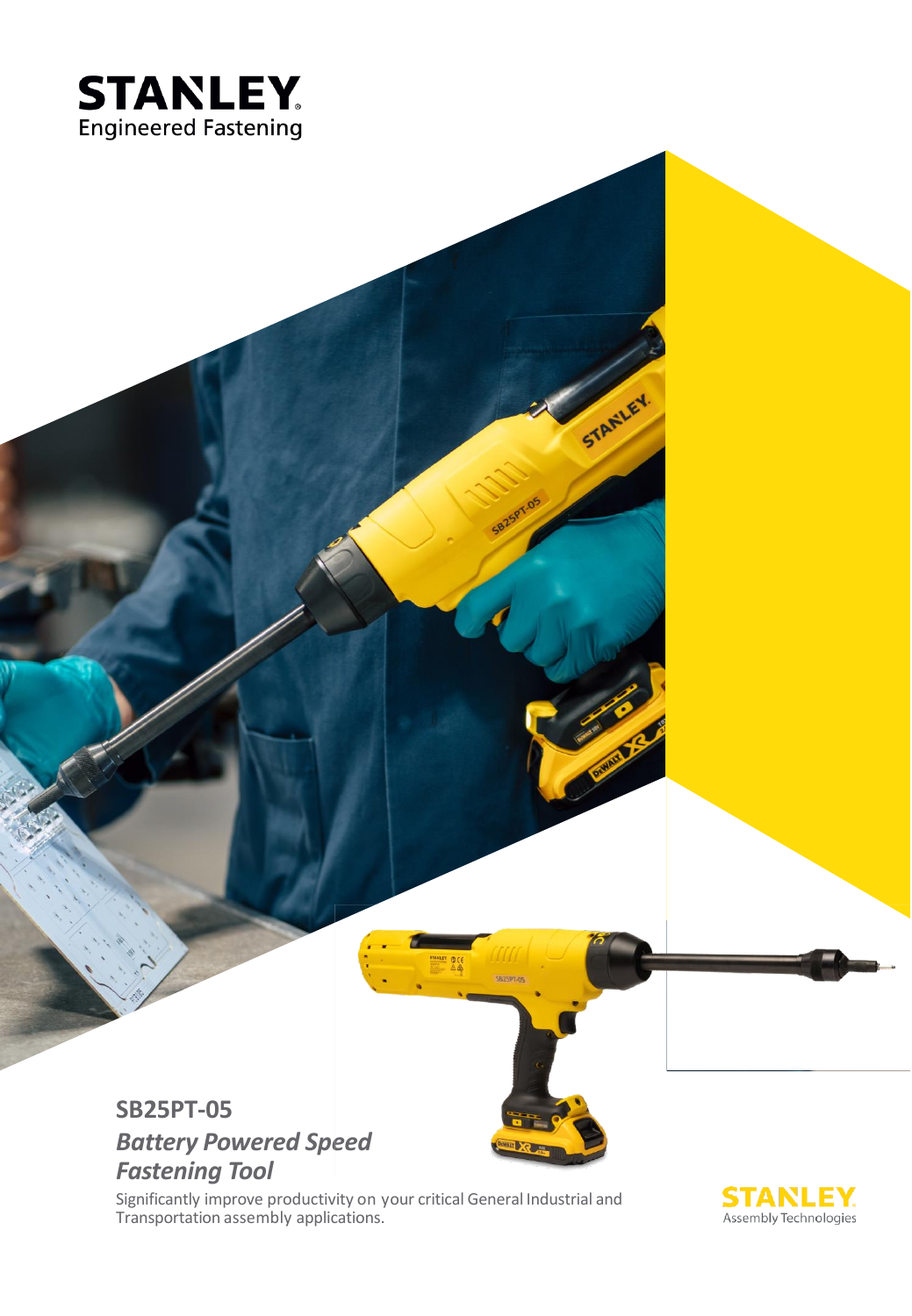**STANLEY**
Engineered Fastening

## SB25PT-05

### *Battery Powered Speed Fastening Tool*

Significantly improve productivity on your critical General Industrial and Transportation assembly applications.

**STANLEY**
Assembly Technologies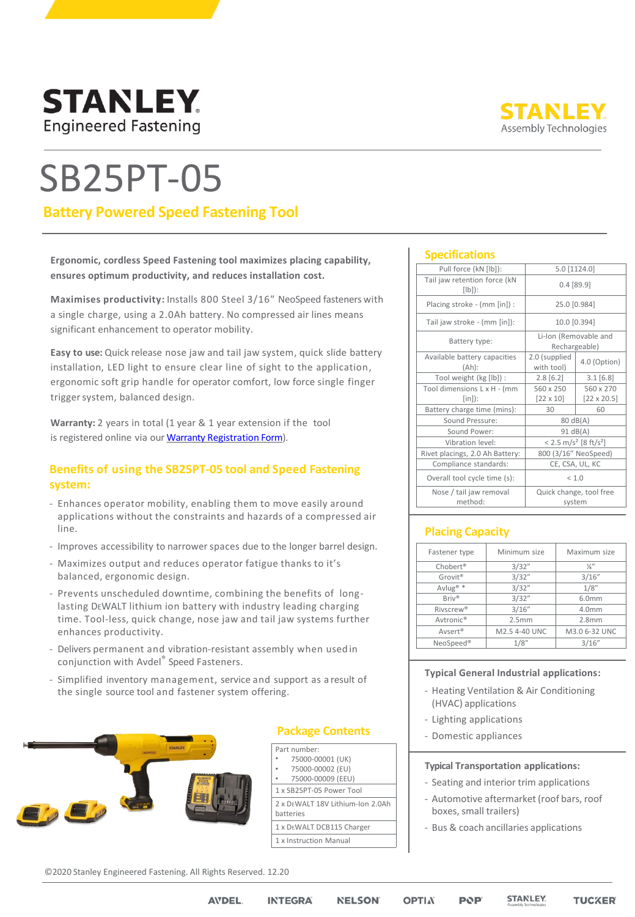STANLEY Engineered Fastening

STANLEY Assembly Technologies

# SB25PT-05

## Battery Powered Speed Fastening Tool

**Ergonomic, cordless Speed Fastening tool maximizes placing capability, ensures optimum productivity, and reduces installation cost.**

**Maximises productivity:** Installs 800 Steel 3/16" NeoSpeed fasteners with a single charge, using a 2.0Ah battery. No compressed air lines means significant enhancement to operator mobility.

**Easy to use:** Quick release nose jaw and tail jaw system, quick slide battery installation, LED light to ensure clear line of sight to the application, ergonomic soft grip handle for operator comfort, low force single finger trigger system, balanced design.

**Warranty:** 2 years in total (1 year & 1 year extension if the tool is registered online via our Warranty Registration Form).

### Benefits of using the SB25PT-05 tool and Speed Fastening system:

- Enhances operator mobility, enabling them to move easily around applications without the constraints and hazards of a compressed air line.
- Improves accessibility to narrower spaces due to the longer barrel design.
- Maximizes output and reduces operator fatigue thanks to it's balanced, ergonomic design.
- Prevents unscheduled downtime, combining the benefits of long-lasting DEWALT lithium ion battery with industry leading charging time. Tool-less, quick change, nose jaw and tail jaw systems further enhances productivity.
- Delivers permanent and vibration-resistant assembly when used in conjunction with Avdel® Speed Fasteners.
- Simplified inventory management, service and support as a result of the single source tool and fastener system offering.

### Package Contents

| |
|---|
| Part number:<br>• 75000-00001 (UK)<br>• 75000-00002 (EU)<br>• 75000-00009 (EEU) |
| 1 x SB25PT-05 Power Tool |
| 2 x DEWALT 18V Lithium-Ion 2.0Ah batteries |
| 1 x DEWALT DCB115 Charger |
| 1 x Instruction Manual |

### Specifications

| | | |
|---|---|---|
| Pull force (kN [lb]): | 5.0 [1124.0] | |
| Tail jaw retention force (kN [lb]): | 0.4 [89.9] | |
| Placing stroke - (mm [in]) : | 25.0 [0.984] | |
| Tail jaw stroke - (mm [in]): | 10.0 [0.394] | |
| Battery type: | Li-Ion (Removable and Rechargeable) | |
| Available battery capacities (Ah): | 2.0 (supplied with tool) | 4.0 (Option) |
| Tool weight (kg [lb]) : | 2.8 [6.2] | 3.1 [6.8] |
| Tool dimensions L x H - (mm [in]): | 560 x 250 [22 x 10] | 560 x 270 [22 x 20.5] |
| Battery charge time (mins): | 30 | 60 |
| Sound Pressure: | 80 dB(A) | |
| Sound Power: | 91 dB(A) | |
| Vibration level: | < 2.5 m/s² [8 ft/s²] | |
| Rivet placings, 2.0 Ah Battery: | 800 (3/16" NeoSpeed) | |
| Compliance standards: | CE, CSA, UL, KC | |
| Overall tool cycle time (s): | < 1.0 | |
| Nose / tail jaw removal method: | Quick change, tool free system | |

### Placing Capacity

| Fastener type | Minimum size | Maximum size |
|---|---|---|
| Chobert® | 3/32" | ¼" |
| Grovit® | 3/32" | 3/16" |
| Avlug® * | 3/32" | 1/8" |
| Briv® | 3/32" | 6.0mm |
| Rivscrew® | 3/16" | 4.0mm |
| Avtronic® | 2.5mm | 2.8mm |
| Avsert® | M2.5 4-40 UNC | M3.0 6-32 UNC |
| NeoSpeed® | 1/8" | 3/16" |

### Typical General Industrial applications:

- Heating Ventilation & Air Conditioning (HVAC) applications
- Lighting applications
- Domestic appliances

### Typical Transportation applications:

- Seating and interior trim applications
- Automotive aftermarket (roof bars, roof boxes, small trailers)
- Bus & coach ancillaries applications

©2020 Stanley Engineered Fastening. All Rights Reserved. 12.20

AVDEL. INTEGRA NELSON OPTIA POP STANLEY Assembly Technologies TUCKER